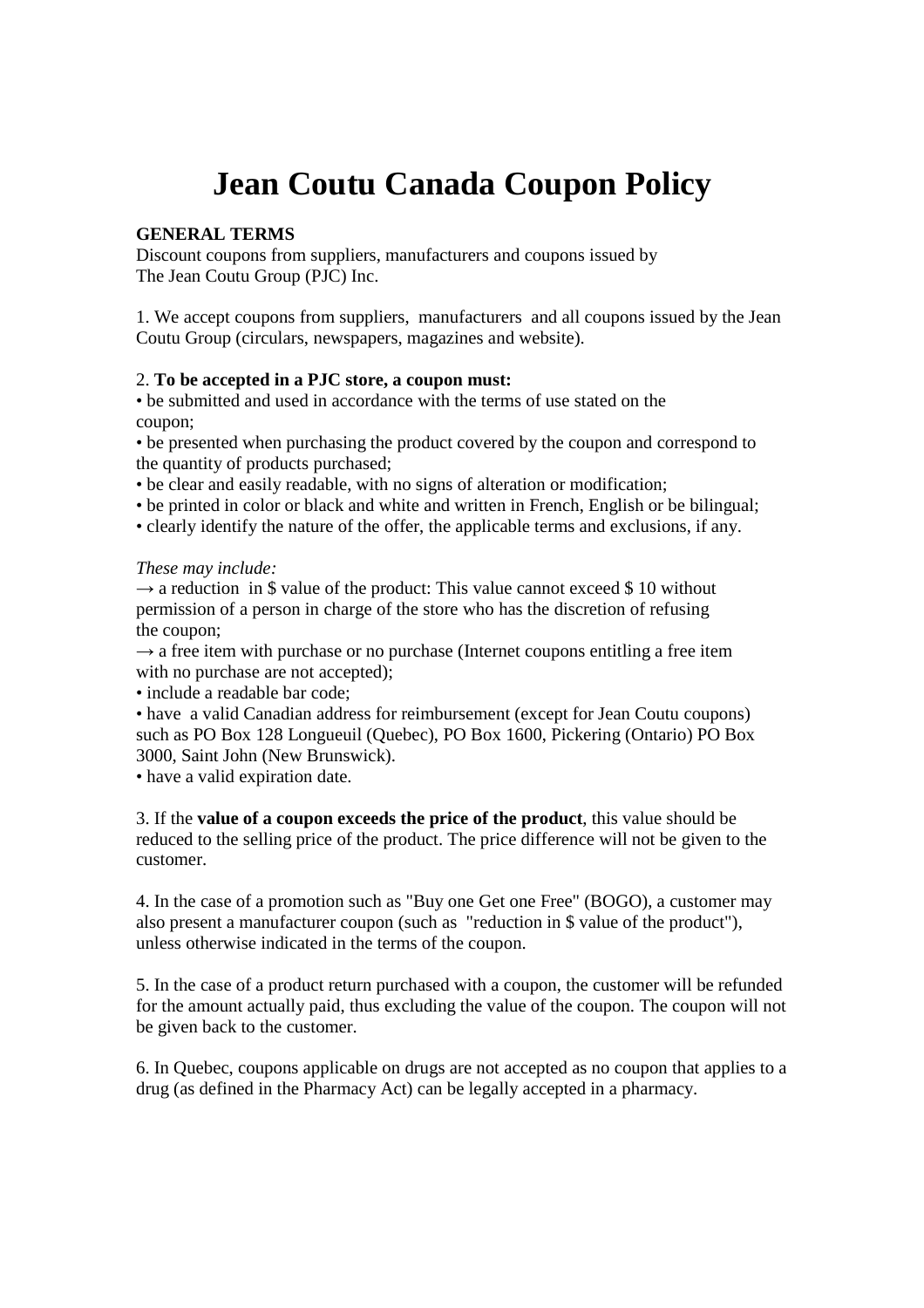# Jean Coutu Canada Coupon Policy

**GENERAL TERMS**
Discount coupons from suppliers, manufacturers and coupons issued by The Jean Coutu Group (PJC) Inc.

1. We accept coupons from suppliers, manufacturers and all coupons issued by the Jean Coutu Group (circulars, newspapers, magazines and website).

2. **To be accepted in a PJC store, a coupon must:**

- be submitted and used in accordance with the terms of use stated on the coupon;
- be presented when purchasing the product covered by the coupon and correspond to the quantity of products purchased;
- be clear and easily readable, with no signs of alteration or modification;
- be printed in color or black and white and written in French, English or be bilingual;
- clearly identify the nature of the offer, the applicable terms and exclusions, if any.

*These may include:*

→ a reduction in $ value of the product: This value cannot exceed $ 10 without permission of a person in charge of the store who has the discretion of refusing the coupon;

→ a free item with purchase or no purchase (Internet coupons entitling a free item with no purchase are not accepted);

- include a readable bar code;
- have a valid Canadian address for reimbursement (except for Jean Coutu coupons) such as PO Box 128 Longueuil (Quebec), PO Box 1600, Pickering (Ontario) PO Box 3000, Saint John (New Brunswick).
- have a valid expiration date.

3. If the **value of a coupon exceeds the price of the product**, this value should be reduced to the selling price of the product. The price difference will not be given to the customer.

4. In the case of a promotion such as "Buy one Get one Free" (BOGO), a customer may also present a manufacturer coupon (such as "reduction in $ value of the product"), unless otherwise indicated in the terms of the coupon.

5. In the case of a product return purchased with a coupon, the customer will be refunded for the amount actually paid, thus excluding the value of the coupon. The coupon will not be given back to the customer.

6. In Quebec, coupons applicable on drugs are not accepted as no coupon that applies to a drug (as defined in the Pharmacy Act) can be legally accepted in a pharmacy.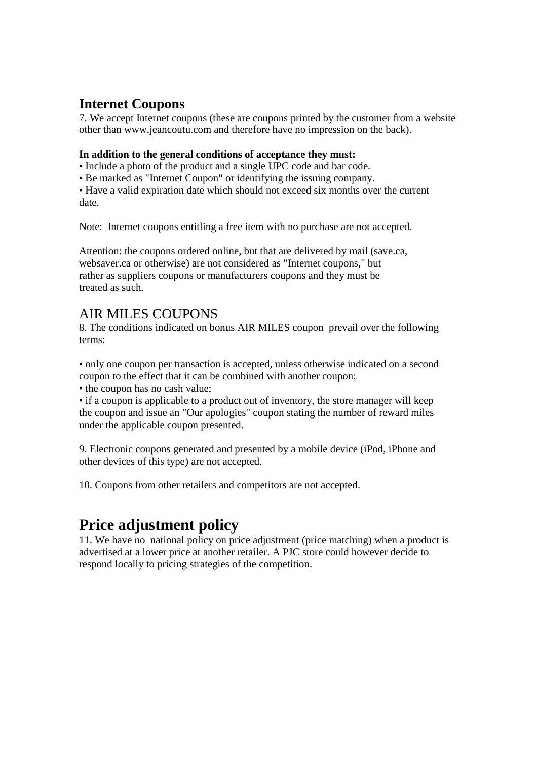## Internet Coupons

7. We accept Internet coupons (these are coupons printed by the customer from a website other than www.jeancoutu.com and therefore have no impression on the back).

**In addition to the general conditions of acceptance they must:**

- Include a photo of the product and a single UPC code and bar code.
- Be marked as "Internet Coupon" or identifying the issuing company.
- Have a valid expiration date which should not exceed six months over the current date.

Note: Internet coupons entitling a free item with no purchase are not accepted.

Attention: the coupons ordered online, but that are delivered by mail (save.ca, websaver.ca or otherwise) are not considered as "Internet coupons," but rather as suppliers coupons or manufacturers coupons and they must be treated as such.

## AIR MILES COUPONS

8. The conditions indicated on bonus AIR MILES coupon prevail over the following terms:

- only one coupon per transaction is accepted, unless otherwise indicated on a second coupon to the effect that it can be combined with another coupon;
- the coupon has no cash value;
- if a coupon is applicable to a product out of inventory, the store manager will keep the coupon and issue an "Our apologies" coupon stating the number of reward miles under the applicable coupon presented.

9. Electronic coupons generated and presented by a mobile device (iPod, iPhone and other devices of this type) are not accepted.

10. Coupons from other retailers and competitors are not accepted.

# Price adjustment policy

11. We have no national policy on price adjustment (price matching) when a product is advertised at a lower price at another retailer. A PJC store could however decide to respond locally to pricing strategies of the competition.